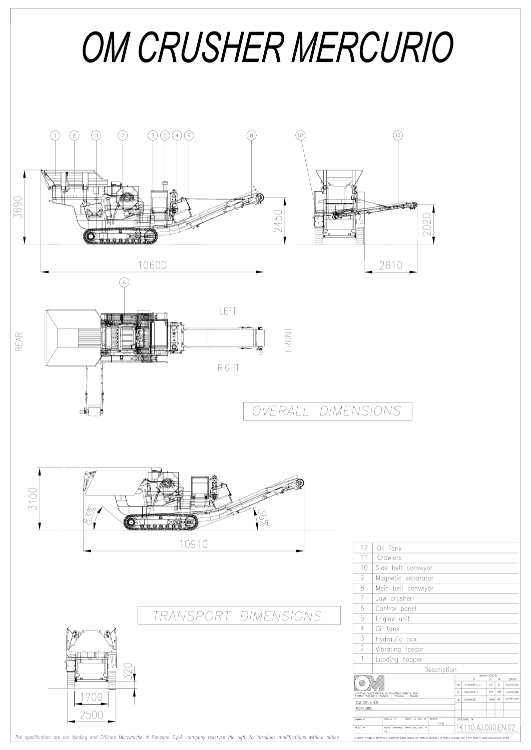# OM CRUSHER MERCURIO

3690 — 2450 — 10600 — 2020 — 2610

LEFT — REAR — FRONT — RIGHT

## OVERALL DIMENSIONS

3100 — 83% — 36% — 10910

## TRANSPORT DIMENSIONS

320 — 1700 — 2500

| | Description |
|---|---|
| 12 | Oil Tank |
| 11 | Crawlers |
| 10 | Side belt conveyor |
| 9 | Magnetic separator |
| 8 | Main belt conveyor |
| 7 | Jaw crusher |
| 6 | Control panel |
| 5 | Engine unit |
| 4 | Oil tank |
| 3 | Hydraulic box |
| 2 | Vibrating feeder |
| 1 | Loading hopper |

OFFICINE MECCANICHE DI PONZANO VENETO SPA
31050 Ponzano Veneto - Treviso - ITALIA

OM CRUSHER
MERCURIO

| | MODIFICATO | D | C | A | DATA |
|---|---|---|---|---|---|
| 00 | ZUCCARELLO | GR | ZL | | 23/03/04 |
| 01 | VOLPATO F. | MR | GR | | 15/04/06 |
| 02 | DURANTE | DMW | GF | | 22/01/08 |

SCALA 1:40

DISEGNO N° TK110.AJ.000.EN.02

*The specification are not binding and Officine Meccaniche di Ponzano S.p.A. company reserves the right to introduce modifications without notice*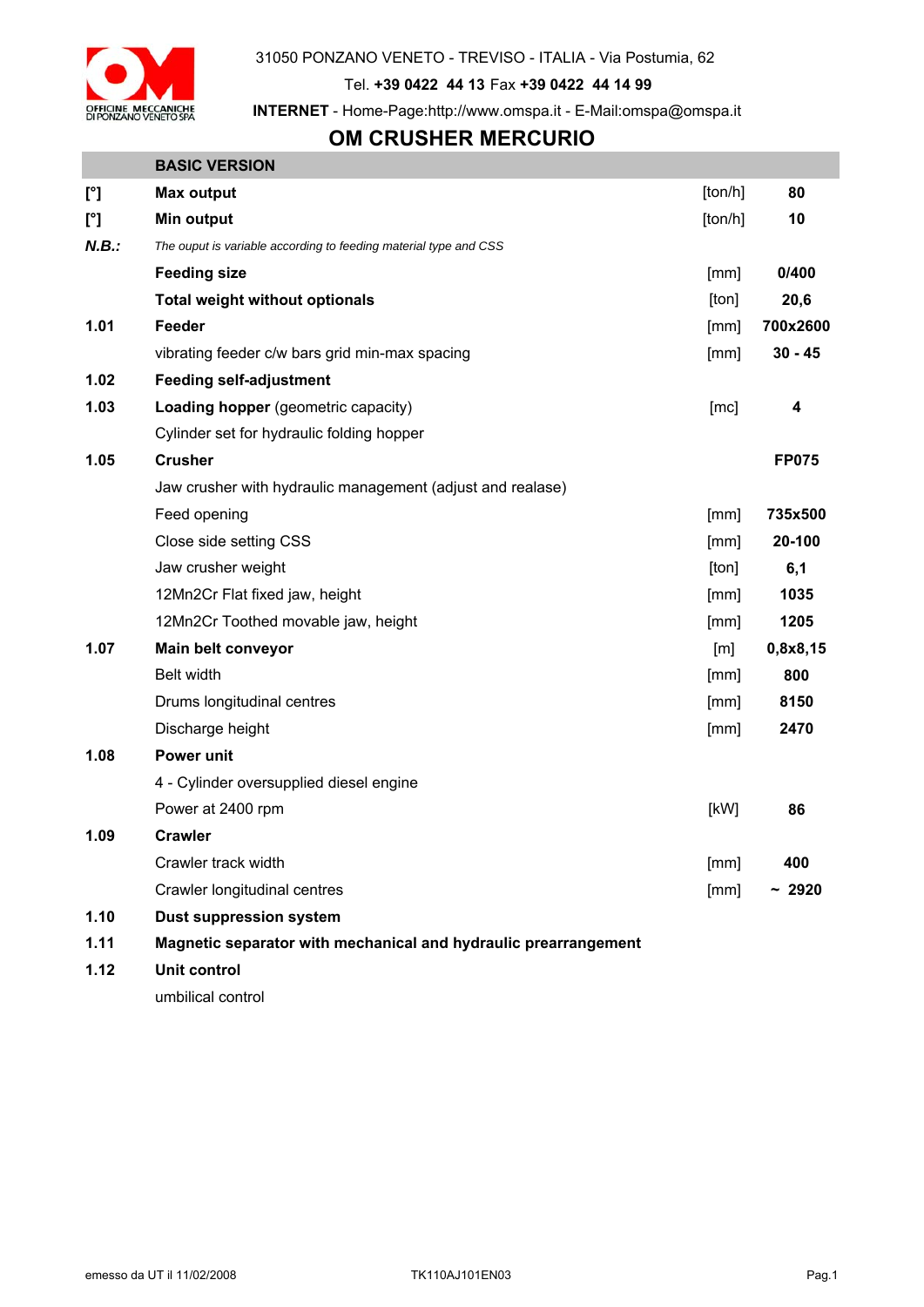31050 PONZANO VENETO - TREVISO - ITALIA - Via Postumia, 62

Tel. **+39 0422 44 13** Fax **+39 0422 44 14 99**

**INTERNET** - Home-Page:http://www.omspa.it - E-Mail:omspa@omspa.it

# OM CRUSHER MERCURIO

| | **BASIC VERSION** | | |
|---|---|---|---|
| **[°]** | **Max output** | [ton/h] | **80** |
| **[°]** | **Min output** | [ton/h] | **10** |
| ***N.B.:*** | *The ouput is variable according to feeding material type and CSS* | | |
| | **Feeding size** | [mm] | **0/400** |
| | **Total weight without optionals** | [ton] | **20,6** |
| **1.01** | **Feeder** | [mm] | **700x2600** |
| | vibrating feeder c/w bars grid min-max spacing | [mm] | **30 - 45** |
| **1.02** | **Feeding self-adjustment** | | |
| **1.03** | **Loading hopper** (geometric capacity) | [mc] | **4** |
| | Cylinder set for hydraulic folding hopper | | |
| **1.05** | **Crusher** | | **FP075** |
| | Jaw crusher with hydraulic management (adjust and realase) | | |
| | Feed opening | [mm] | **735x500** |
| | Close side setting CSS | [mm] | **20-100** |
| | Jaw crusher weight | [ton] | **6,1** |
| | 12Mn2Cr Flat fixed jaw, height | [mm] | **1035** |
| | 12Mn2Cr Toothed movable jaw, height | [mm] | **1205** |
| **1.07** | **Main belt conveyor** | [m] | **0,8x8,15** |
| | Belt width | [mm] | **800** |
| | Drums longitudinal centres | [mm] | **8150** |
| | Discharge height | [mm] | **2470** |
| **1.08** | **Power unit** | | |
| | 4 - Cylinder oversupplied diesel engine | | |
| | Power at 2400 rpm | [kW] | **86** |
| **1.09** | **Crawler** | | |
| | Crawler track width | [mm] | **400** |
| | Crawler longitudinal centres | [mm] | **~ 2920** |
| **1.10** | **Dust suppression system** | | |
| **1.11** | **Magnetic separator with mechanical and hydraulic prearrangement** | | |
| **1.12** | **Unit control** | | |
| | umbilical control | | |

emesso da UT il 11/02/2008 TK110AJ101EN03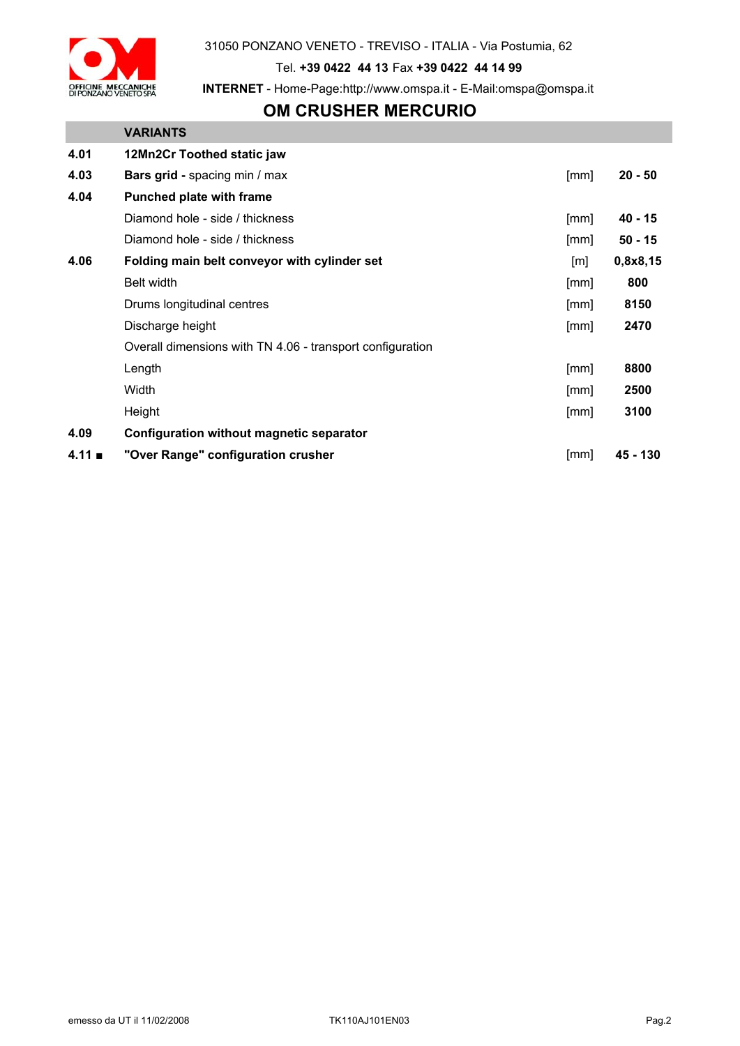31050 PONZANO VENETO - TREVISO - ITALIA - Via Postumia, 62

Tel. **+39 0422 44 13** Fax **+39 0422 44 14 99**

**INTERNET** - Home-Page:http://www.omspa.it - E-Mail:omspa@omspa.it

# OM CRUSHER MERCURIO

| | **VARIANTS** | | |
|---|---|---|---|
| **4.01** | **12Mn2Cr Toothed static jaw** | | |
| **4.03** | **Bars grid -** spacing min / max | [mm] | **20 - 50** |
| **4.04** | **Punched plate with frame** | | |
| | Diamond hole - side / thickness | [mm] | **40 - 15** |
| | Diamond hole - side / thickness | [mm] | **50 - 15** |
| **4.06** | **Folding main belt conveyor with cylinder set** | [m] | **0,8x8,15** |
| | Belt width | [mm] | **800** |
| | Drums longitudinal centres | [mm] | **8150** |
| | Discharge height | [mm] | **2470** |
| | Overall dimensions with TN 4.06 - transport configuration | | |
| | Length | [mm] | **8800** |
| | Width | [mm] | **2500** |
| | Height | [mm] | **3100** |
| **4.09** | **Configuration without magnetic separator** | | |
| **4.11 ■** | **"Over Range" configuration crusher** | [mm] | **45 - 130** |

emesso da UT il 11/02/2008 TK110AJ101EN03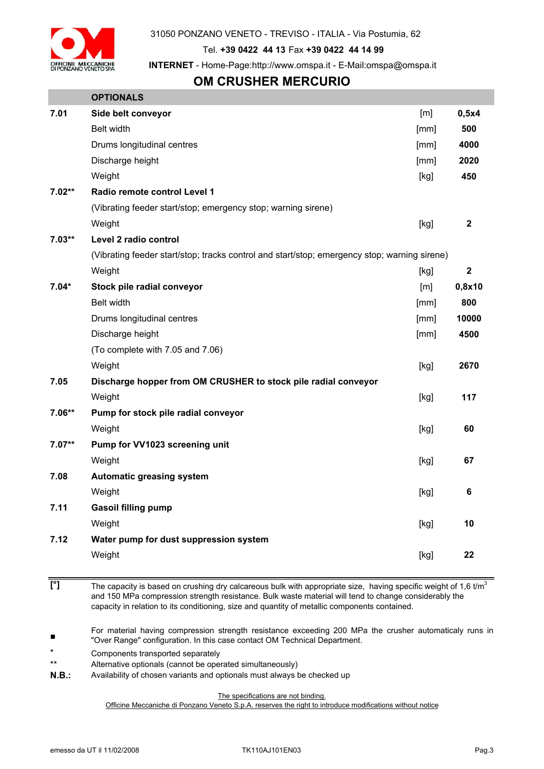31050 PONZANO VENETO - TREVISO - ITALIA - Via Postumia, 62

Tel. **+39 0422 44 13** Fax **+39 0422 44 14 99**

**INTERNET** - Home-Page:http://www.omspa.it - E-Mail:omspa@omspa.it

# OM CRUSHER MERCURIO

| | OPTIONALS | | |
|---|---|---|---|
| **7.01** | **Side belt conveyor** | [m] | **0,5x4** |
| | Belt width | [mm] | **500** |
| | Drums longitudinal centres | [mm] | **4000** |
| | Discharge height | [mm] | **2020** |
| | Weight | [kg] | **450** |
| **7.02**** | **Radio remote control Level 1** | | |
| | (Vibrating feeder start/stop; emergency stop; warning sirene) | | |
| | Weight | [kg] | **2** |
| **7.03**** | **Level 2 radio control** | | |
| | (Vibrating feeder start/stop; tracks control and start/stop; emergency stop; warning sirene) | | |
| | Weight | [kg] | **2** |
| **7.04*** | **Stock pile radial conveyor** | [m] | **0,8x10** |
| | Belt width | [mm] | **800** |
| | Drums longitudinal centres | [mm] | **10000** |
| | Discharge height | [mm] | **4500** |
| | (To complete with 7.05 and 7.06) | | |
| | Weight | [kg] | **2670** |
| **7.05** | **Discharge hopper from OM CRUSHER to stock pile radial conveyor** | | |
| | Weight | [kg] | **117** |
| **7.06**** | **Pump for stock pile radial conveyor** | | |
| | Weight | [kg] | **60** |
| **7.07**** | **Pump for VV1023 screening unit** | | |
| | Weight | [kg] | **67** |
| **7.08** | **Automatic greasing system** | | |
| | Weight | [kg] | **6** |
| **7.11** | **Gasoil filling pump** | | |
| | Weight | [kg] | **10** |
| **7.12** | **Water pump for dust suppression system** | | |
| | Weight | [kg] | **22** |

**[°]** The capacity is based on crushing dry calcareous bulk with appropriate size, having specific weight of 1,6 t/m$^3$ and 150 MPa compression strength resistance. Bulk waste material will tend to change considerably the capacity in relation to its conditioning, size and quantity of metallic components contained.

■ For material having compression strength resistance exceeding 200 MPa the crusher automaticaly runs in "Over Range" configuration. In this case contact OM Technical Department.

\* Components transported separately

** Alternative optionals (cannot be operated simultaneously)

**N.B.:** Availability of chosen variants and optionals must always be checked up

The specifications are not binding.

Officine Meccaniche di Ponzano Veneto S.p.A. reserves the right to introduce modifications without notice

emesso da UT il 11/02/2008 TK110AJ101EN03